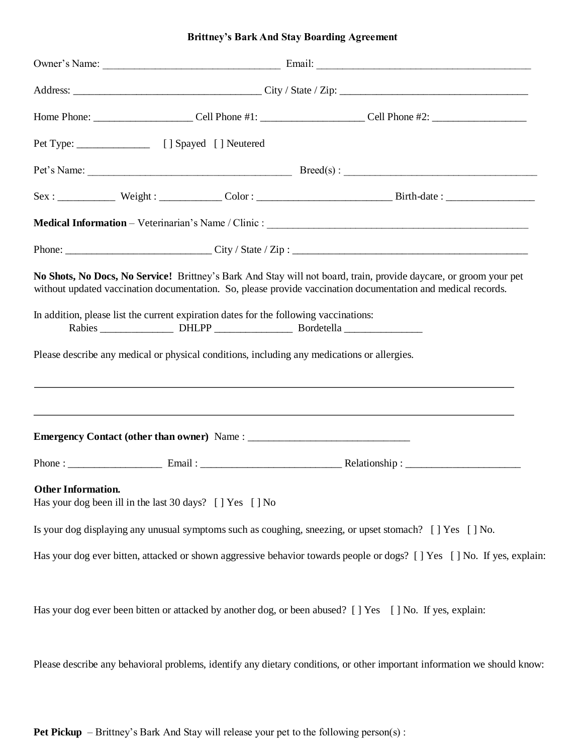# Brittney's Bark And Stay Boarding Agreement

Owner's Name: _________________________________ Email: ________________________________________

Address: ___________________________________ City / State / Zip: ____________________________________

Home Phone: __________________ Cell Phone #1: ___________________ Cell Phone #2: _________________

Pet Type: ______________ [ ] Spayed [ ] Neutered

Pet's Name: _______________________________________ Breed(s) : _____________________________________

Sex : __________ Weight : ___________ Color : _________________________ Birth-date : ________________

**Medical Information** – Veterinarian's Name / Clinic : __________________________________________________

Phone: ___________________________ City / State / Zip : ______________________________________________

**No Shots, No Docs, No Service!** Brittney's Bark And Stay will not board, train, provide daycare, or groom your pet without updated vaccination documentation. So, please provide vaccination documentation and medical records.

In addition, please list the current expiration dates for the following vaccinations:

Rabies ______________ DHLPP _______________ Bordetella _______________

Please describe any medical or physical conditions, including any medications or allergies.

_____________________________________________________________________________________________

_____________________________________________________________________________________________

**Emergency Contact (other than owner)** Name : ______________________________

Phone : __________________ Email : ___________________________ Relationship : ______________________

**Other Information.**

Has your dog been ill in the last 30 days? [ ] Yes [ ] No

Is your dog displaying any unusual symptoms such as coughing, sneezing, or upset stomach? [ ] Yes [ ] No.

Has your dog ever bitten, attacked or shown aggressive behavior towards people or dogs? [ ] Yes [ ] No. If yes, explain:

Has your dog ever been bitten or attacked by another dog, or been abused? [ ] Yes [ ] No. If yes, explain:

Please describe any behavioral problems, identify any dietary conditions, or other important information we should know:

**Pet Pickup** – Brittney's Bark And Stay will release your pet to the following person(s) :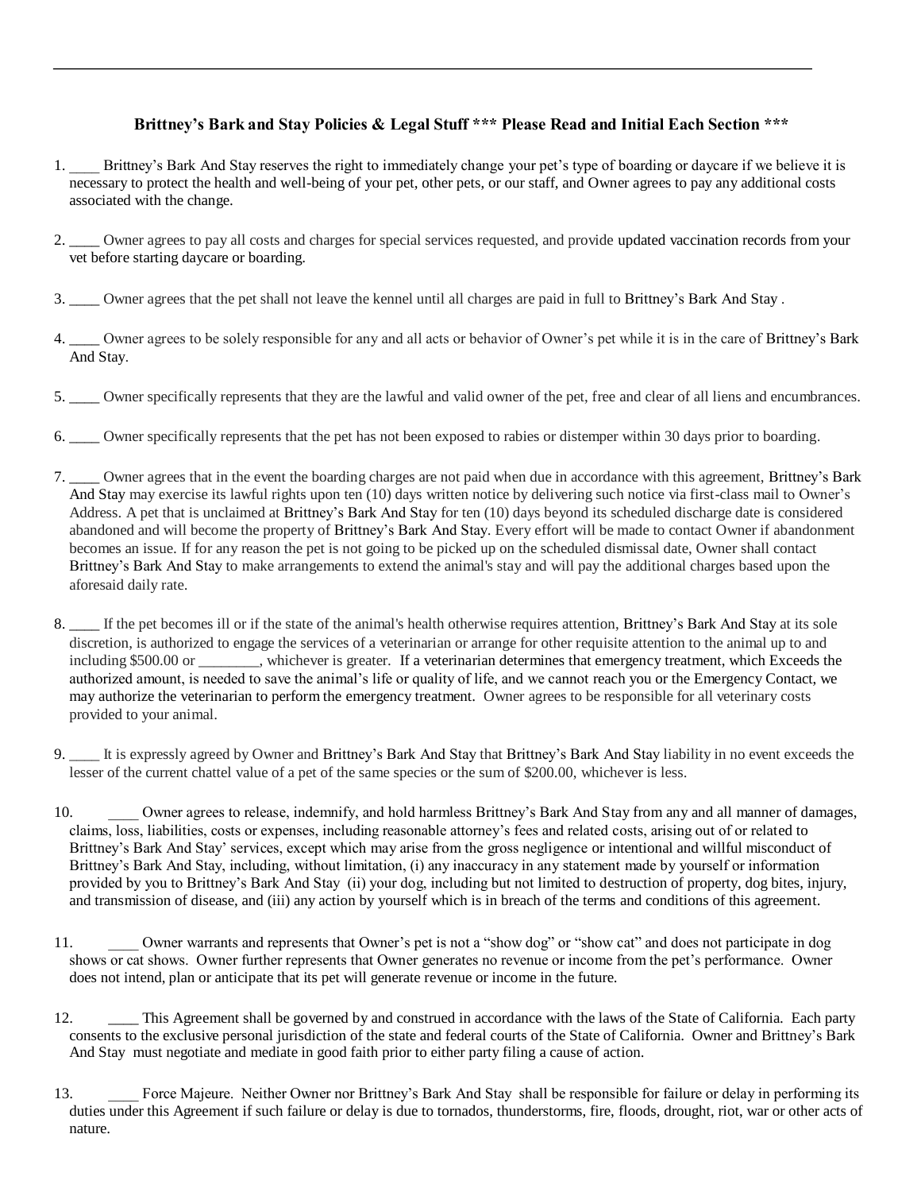**Brittney's Bark and Stay Policies & Legal Stuff *** Please Read and Initial Each Section *****

1. ____ Brittney's Bark And Stay reserves the right to immediately change your pet's type of boarding or daycare if we believe it is necessary to protect the health and well-being of your pet, other pets, or our staff, and Owner agrees to pay any additional costs associated with the change.

2. ____ Owner agrees to pay all costs and charges for special services requested, and provide updated vaccination records from your vet before starting daycare or boarding.

3. ____ Owner agrees that the pet shall not leave the kennel until all charges are paid in full to Brittney's Bark And Stay .

4. ____ Owner agrees to be solely responsible for any and all acts or behavior of Owner's pet while it is in the care of Brittney's Bark And Stay.

5. ____ Owner specifically represents that they are the lawful and valid owner of the pet, free and clear of all liens and encumbrances.

6. ____ Owner specifically represents that the pet has not been exposed to rabies or distemper within 30 days prior to boarding.

7. ____ Owner agrees that in the event the boarding charges are not paid when due in accordance with this agreement, Brittney's Bark And Stay may exercise its lawful rights upon ten (10) days written notice by delivering such notice via first-class mail to Owner's Address. A pet that is unclaimed at Brittney's Bark And Stay for ten (10) days beyond its scheduled discharge date is considered abandoned and will become the property of Brittney's Bark And Stay. Every effort will be made to contact Owner if abandonment becomes an issue. If for any reason the pet is not going to be picked up on the scheduled dismissal date, Owner shall contact Brittney's Bark And Stay to make arrangements to extend the animal's stay and will pay the additional charges based upon the aforesaid daily rate.

8. ____ If the pet becomes ill or if the state of the animal's health otherwise requires attention, Brittney's Bark And Stay at its sole discretion, is authorized to engage the services of a veterinarian or arrange for other requisite attention to the animal up to and including $500.00 or ________, whichever is greater. If a veterinarian determines that emergency treatment, which Exceeds the authorized amount, is needed to save the animal's life or quality of life, and we cannot reach you or the Emergency Contact, we may authorize the veterinarian to perform the emergency treatment. Owner agrees to be responsible for all veterinary costs provided to your animal.

9. ____ It is expressly agreed by Owner and Brittney's Bark And Stay that Brittney's Bark And Stay liability in no event exceeds the lesser of the current chattel value of a pet of the same species or the sum of $200.00, whichever is less.

10. ____ Owner agrees to release, indemnify, and hold harmless Brittney's Bark And Stay from any and all manner of damages, claims, loss, liabilities, costs or expenses, including reasonable attorney's fees and related costs, arising out of or related to Brittney's Bark And Stay' services, except which may arise from the gross negligence or intentional and willful misconduct of Brittney's Bark And Stay, including, without limitation, (i) any inaccuracy in any statement made by yourself or information provided by you to Brittney's Bark And Stay (ii) your dog, including but not limited to destruction of property, dog bites, injury, and transmission of disease, and (iii) any action by yourself which is in breach of the terms and conditions of this agreement.

11. ____ Owner warrants and represents that Owner's pet is not a "show dog" or "show cat" and does not participate in dog shows or cat shows. Owner further represents that Owner generates no revenue or income from the pet's performance. Owner does not intend, plan or anticipate that its pet will generate revenue or income in the future.

12. ____ This Agreement shall be governed by and construed in accordance with the laws of the State of California. Each party consents to the exclusive personal jurisdiction of the state and federal courts of the State of California. Owner and Brittney's Bark And Stay must negotiate and mediate in good faith prior to either party filing a cause of action.

13. ____ Force Majeure. Neither Owner nor Brittney's Bark And Stay shall be responsible for failure or delay in performing its duties under this Agreement if such failure or delay is due to tornados, thunderstorms, fire, floods, drought, riot, war or other acts of nature.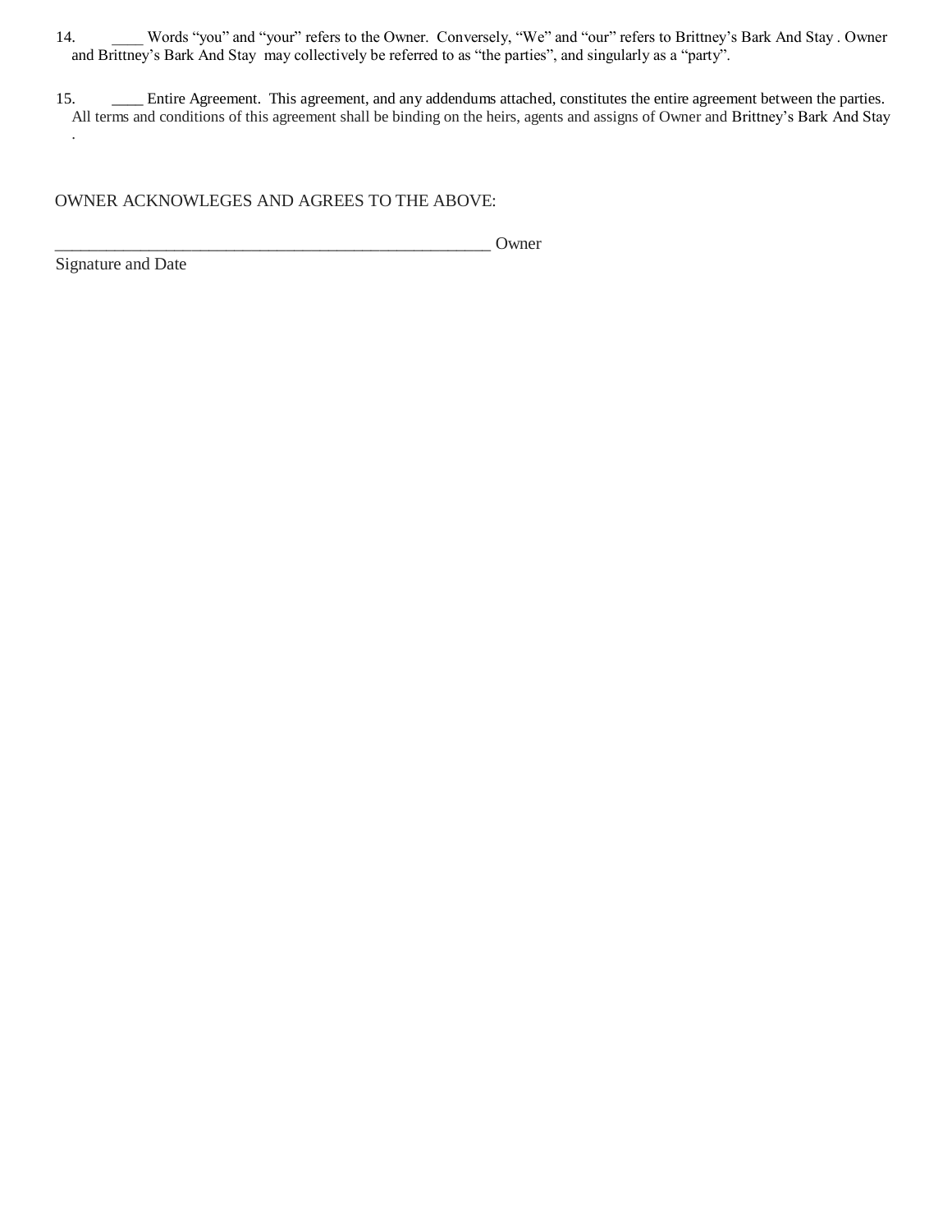14. ____ Words "you" and "your" refers to the Owner. Conversely, "We" and "our" refers to Brittney's Bark And Stay . Owner and Brittney's Bark And Stay may collectively be referred to as "the parties", and singularly as a "party".

15. ____ Entire Agreement. This agreement, and any addendums attached, constitutes the entire agreement between the parties. All terms and conditions of this agreement shall be binding on the heirs, agents and assigns of Owner and Brittney's Bark And Stay .

OWNER ACKNOWLEGES AND AGREES TO THE ABOVE:

_____________________________________________________ Owner
Signature and Date